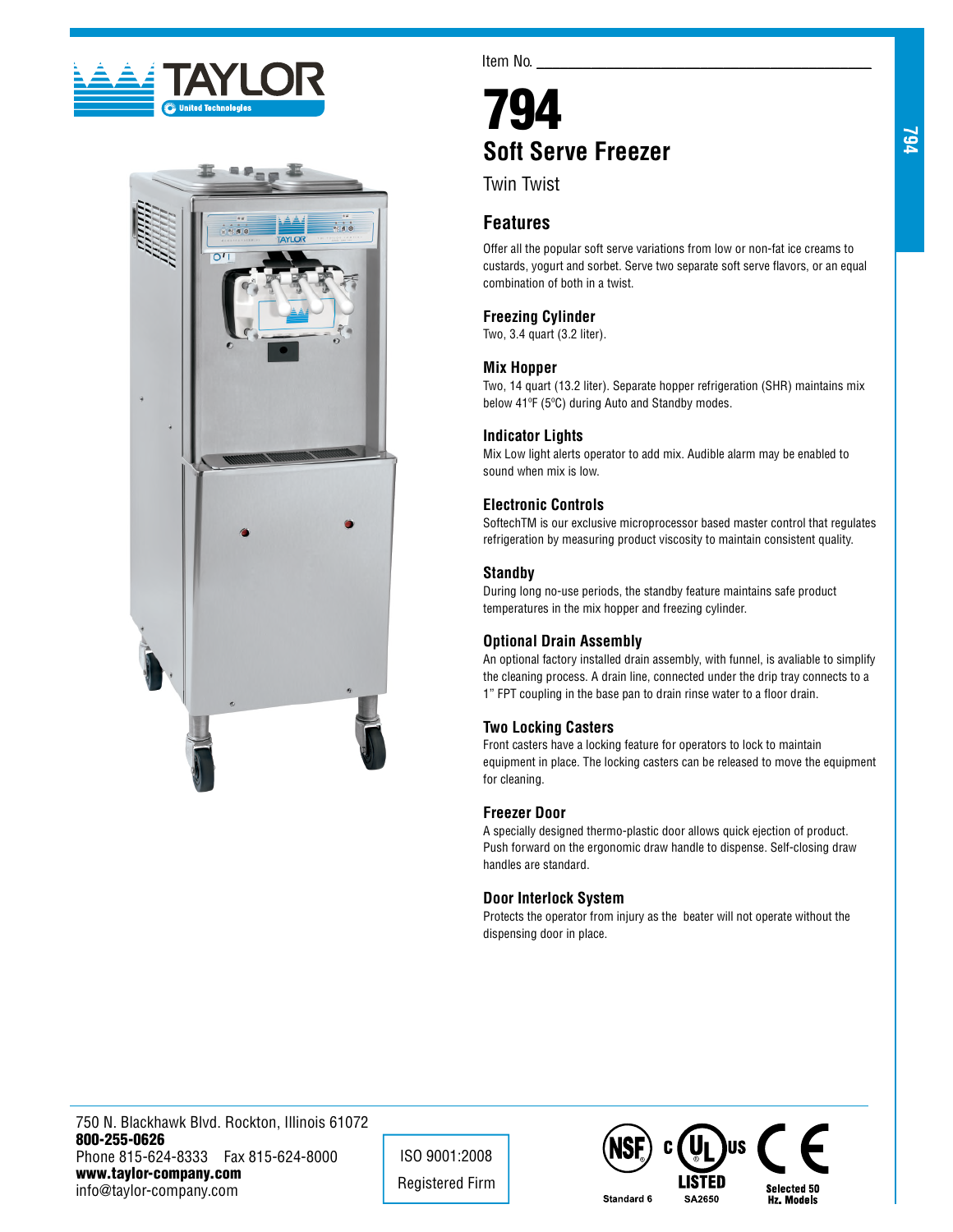TAYLOR
United Technologies

Item No. ___________________________

# 794

## Soft Serve Freezer

Twin Twist

## Features

Offer all the popular soft serve variations from low or non-fat ice creams to custards, yogurt and sorbet. Serve two separate soft serve flavors, or an equal combination of both in a twist.

### Freezing Cylinder

Two, 3.4 quart (3.2 liter).

### Mix Hopper

Two, 14 quart (13.2 liter). Separate hopper refrigeration (SHR) maintains mix below 41ºF (5ºC) during Auto and Standby modes.

### Indicator Lights

Mix Low light alerts operator to add mix. Audible alarm may be enabled to sound when mix is low.

### Electronic Controls

SoftechTM is our exclusive microprocessor based master control that regulates refrigeration by measuring product viscosity to maintain consistent quality.

### Standby

During long no-use periods, the standby feature maintains safe product temperatures in the mix hopper and freezing cylinder.

### Optional Drain Assembly

An optional factory installed drain assembly, with funnel, is avaliable to simplify the cleaning process. A drain line, connected under the drip tray connects to a 1" FPT coupling in the base pan to drain rinse water to a floor drain.

### Two Locking Casters

Front casters have a locking feature for operators to lock to maintain equipment in place. The locking casters can be released to move the equipment for cleaning.

### Freezer Door

A specially designed thermo-plastic door allows quick ejection of product. Push forward on the ergonomic draw handle to dispense. Self-closing draw handles are standard.

### Door Interlock System

Protects the operator from injury as the beater will not operate without the dispensing door in place.

750 N. Blackhawk Blvd. Rockton, Illinois 61072
**800-255-0626**
Phone 815-624-8333 Fax 815-624-8000
**www.taylor-company.com**
info@taylor-company.com

ISO 9001:2008
Registered Firm

NSF Standard 6 | c UL us LISTED SA2650 | CE Selected 50 Hz. Models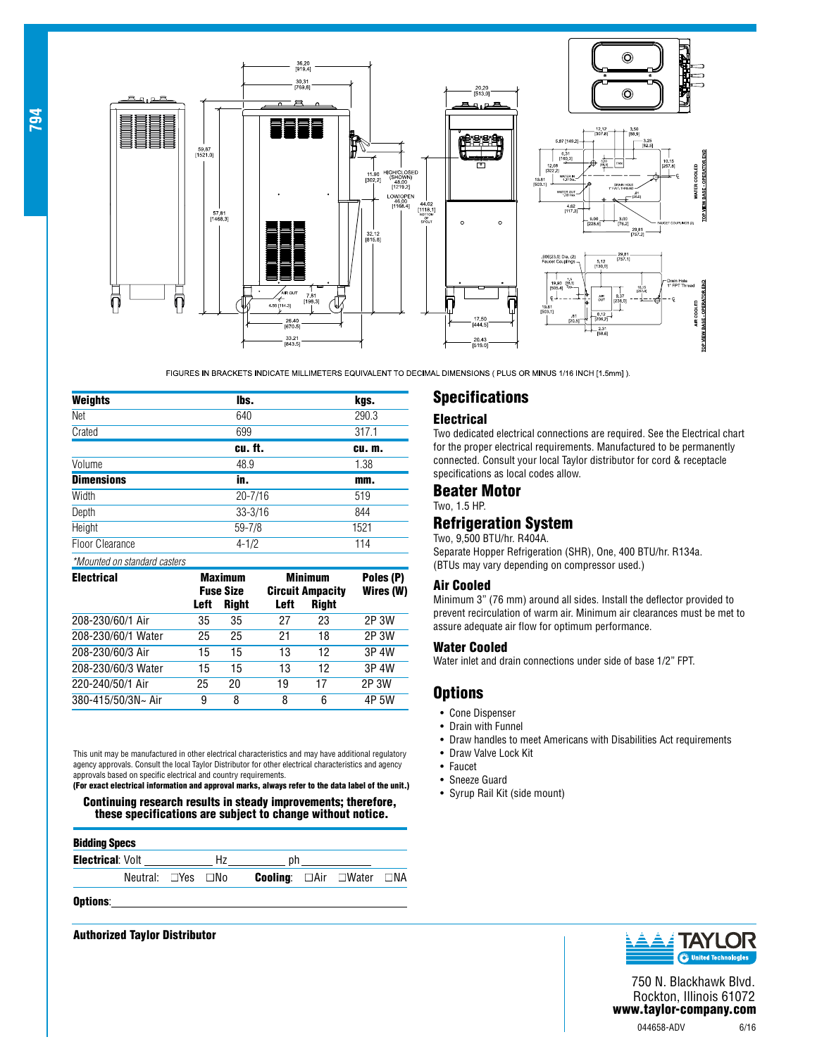FIGURES IN BRACKETS INDICATE MILLIMETERS EQUIVALENT TO DECIMAL DIMENSIONS ( PLUS OR MINUS 1/16 INCH [1.5mm] ).

| Weights | lbs. | kgs. |
|---|---|---|
| Net | 640 | 290.3 |
| Crated | 699 | 317.1 |
| | **cu. ft.** | **cu. m.** |
| Volume | 48.9 | 1.38 |
| **Dimensions** | **in.** | **mm.** |
| Width | 20-7/16 | 519 |
| Depth | 33-3/16 | 844 |
| Height | 59-7/8 | 1521 |
| Floor Clearance | 4-1/2 | 114 |

*Mounted on standard casters

| Electrical | Maximum Fuse Size Left | Maximum Fuse Size Right | Minimum Circuit Ampacity Left | Minimum Circuit Ampacity Right | Poles (P) Wires (W) |
|---|---|---|---|---|---|
| 208-230/60/1 Air | 35 | 35 | 27 | 23 | 2P 3W |
| 208-230/60/1 Water | 25 | 25 | 21 | 18 | 2P 3W |
| 208-230/60/3 Air | 15 | 15 | 13 | 12 | 3P 4W |
| 208-230/60/3 Water | 15 | 15 | 13 | 12 | 3P 4W |
| 220-240/50/1 Air | 25 | 20 | 19 | 17 | 2P 3W |
| 380-415/50/3N~ Air | 9 | 8 | 8 | 6 | 4P 5W |

This unit may be manufactured in other electrical characteristics and may have additional regulatory agency approvals. Consult the local Taylor Distributor for other electrical characteristics and agency approvals based on specific electrical and country requirements.
**(For exact electrical information and approval marks, always refer to the data label of the unit.)**

**Continuing research results in steady improvements; therefore, these specifications are subject to change without notice.**

## Specifications

### Electrical

Two dedicated electrical connections are required. See the Electrical chart for the proper electrical requirements. Manufactured to be permanently connected. Consult your local Taylor distributor for cord & receptacle specifications as local codes allow.

### Beater Motor

Two, 1.5 HP.

### Refrigeration System

Two, 9,500 BTU/hr. R404A.
Separate Hopper Refrigeration (SHR), One, 400 BTU/hr. R134a.
(BTUs may vary depending on compressor used.)

### Air Cooled

Minimum 3" (76 mm) around all sides. Install the deflector provided to prevent recirculation of warm air. Minimum air clearances must be met to assure adequate air flow for optimum performance.

### Water Cooled

Water inlet and drain connections under side of base 1/2" FPT.

## Options

- Cone Dispenser
- Drain with Funnel
- Draw handles to meet Americans with Disabilities Act requirements
- Draw Valve Lock Kit
- Faucet
- Sneeze Guard
- Syrup Rail Kit (side mount)

**Bidding Specs**

**Electrical**: Volt ____________ Hz ____________ ph ____________

Neutral: ☐Yes ☐No **Cooling**: ☐Air ☐Water ☐NA

**Options**: ____________________________

**Authorized Taylor Distributor**

TAYLOR
United Technologies

750 N. Blackhawk Blvd.
Rockton, Illinois 61072
**www.taylor-company.com**

044658-ADV 6/16